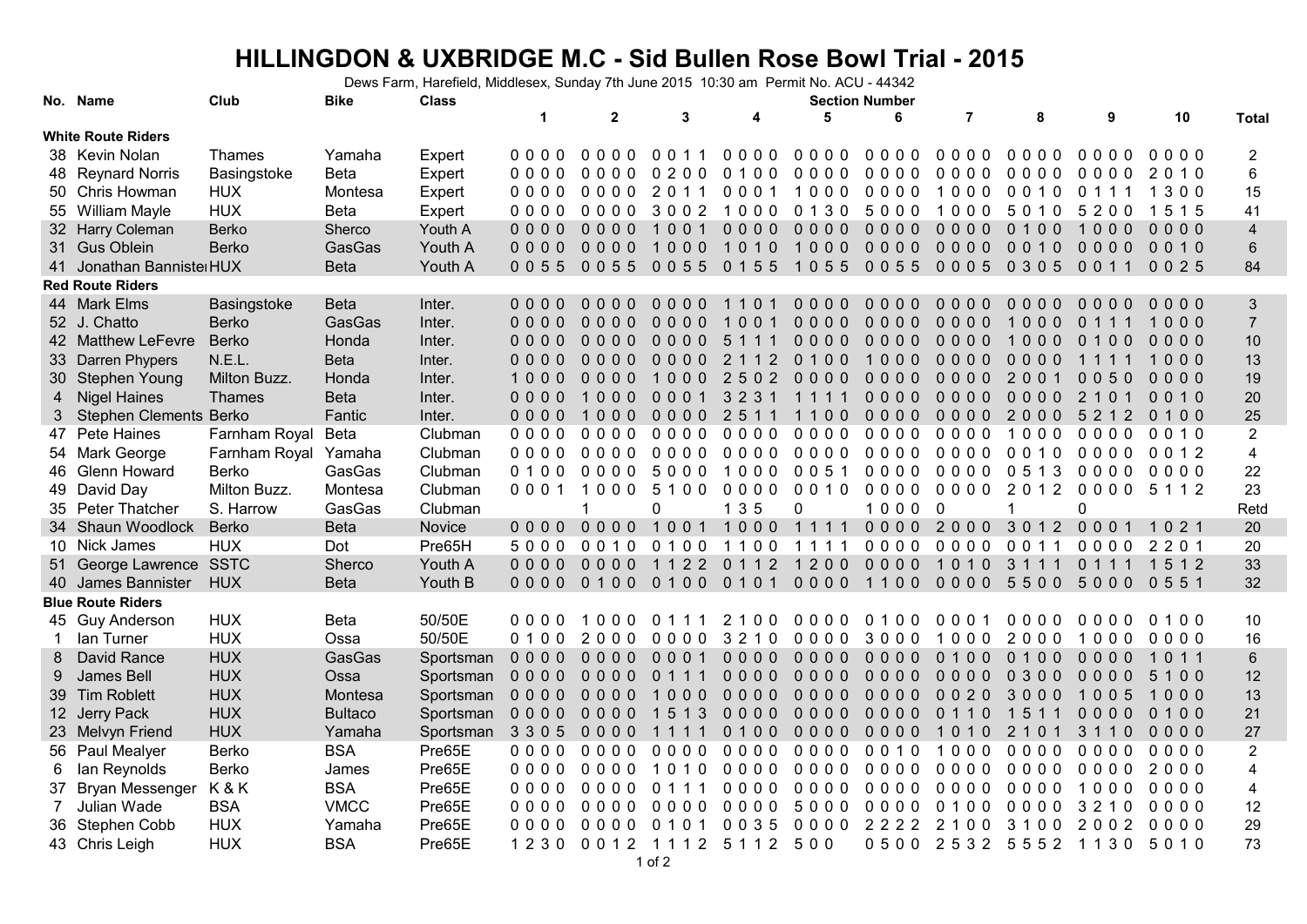# HILLINGDON & UXBRIDGE M.C - Sid Bullen Rose Bowl Trial - 2015

Dews Farm, Harefield, Middlesex, Sunday 7th June 2015 10:30 am Permit No. ACU - 44342

| No. | Name | Club | Bike | Class | Section Number 1 | 2 | 3 | 4 | 5 | 6 | 7 | 8 | 9 | 10 | Total |
|---|---|---|---|---|---|---|---|---|---|---|---|---|---|---|---|
| **White Route Riders** | | | | | | | | | | | | | | | |
| 38 | Kevin Nolan | Thames | Yamaha | Expert | 0 0 0 0 | 0 0 0 0 | 0 0 1 1 | 0 0 0 0 | 0 0 0 0 | 0 0 0 0 | 0 0 0 0 | 0 0 0 0 | 0 0 0 0 | 0 0 0 0 | 2 |
| 48 | Reynard Norris | Basingstoke | Beta | Expert | 0 0 0 0 | 0 0 0 0 | 0 2 0 0 | 0 1 0 0 | 0 0 0 0 | 0 0 0 0 | 0 0 0 0 | 0 0 0 0 | 0 0 0 0 | 2 0 1 0 | 6 |
| 50 | Chris Howman | HUX | Montesa | Expert | 0 0 0 0 | 0 0 0 0 | 2 0 1 1 | 0 0 0 1 | 1 0 0 0 | 0 0 0 0 | 1 0 0 0 | 0 0 1 0 | 0 1 1 1 | 1 3 0 0 | 15 |
| 55 | William Mayle | HUX | Beta | Expert | 0 0 0 0 | 0 0 0 0 | 3 0 0 2 | 1 0 0 0 | 0 1 3 0 | 5 0 0 0 | 1 0 0 0 | 5 0 1 0 | 5 2 0 0 | 1 5 1 5 | 41 |
| 32 | Harry Coleman | Berko | Sherco | Youth A | 0 0 0 0 | 0 0 0 0 | 1 0 0 1 | 0 0 0 0 | 0 0 0 0 | 0 0 0 0 | 0 0 0 0 | 0 1 0 0 | 1 0 0 0 | 0 0 0 0 | 4 |
| 31 | Gus Oblein | Berko | GasGas | Youth A | 0 0 0 0 | 0 0 0 0 | 1 0 0 0 | 1 0 1 0 | 1 0 0 0 | 0 0 0 0 | 0 0 0 0 | 0 0 1 0 | 0 0 0 0 | 0 0 1 0 | 6 |
| 41 | Jonathan Bannister | HUX | Beta | Youth A | 0 0 5 5 | 0 0 5 5 | 0 0 5 5 | 0 1 5 5 | 1 0 5 5 | 0 0 5 5 | 0 0 0 5 | 0 3 0 5 | 0 0 1 1 | 0 0 2 5 | 84 |
| **Red Route Riders** | | | | | | | | | | | | | | | |
| 44 | Mark Elms | Basingstoke | Beta | Inter. | 0 0 0 0 | 0 0 0 0 | 0 0 0 0 | 1 1 0 1 | 0 0 0 0 | 0 0 0 0 | 0 0 0 0 | 0 0 0 0 | 0 0 0 0 | 0 0 0 0 | 3 |
| 52 | J. Chatto | Berko | GasGas | Inter. | 0 0 0 0 | 0 0 0 0 | 0 0 0 0 | 1 0 0 1 | 0 0 0 0 | 0 0 0 0 | 0 0 0 0 | 1 0 0 0 | 0 1 1 1 | 1 0 0 0 | 7 |
| 42 | Matthew LeFevre | Berko | Honda | Inter. | 0 0 0 0 | 0 0 0 0 | 0 0 0 0 | 5 1 1 1 | 0 0 0 0 | 0 0 0 0 | 0 0 0 0 | 1 0 0 0 | 0 1 0 0 | 0 0 0 0 | 10 |
| 33 | Darren Phypers | N.E.L. | Beta | Inter. | 0 0 0 0 | 0 0 0 0 | 0 0 0 0 | 2 1 1 2 | 0 1 0 0 | 1 0 0 0 | 0 0 0 0 | 0 0 0 0 | 1 1 1 1 | 1 0 0 0 | 13 |
| 30 | Stephen Young | Milton Buzz. | Honda | Inter. | 1 0 0 0 | 0 0 0 0 | 1 0 0 0 | 2 5 0 2 | 0 0 0 0 | 0 0 0 0 | 0 0 0 0 | 2 0 0 1 | 0 0 5 0 | 0 0 0 0 | 19 |
| 4 | Nigel Haines | Thames | Beta | Inter. | 0 0 0 0 | 1 0 0 0 | 0 0 0 1 | 3 2 3 1 | 1 1 1 1 | 0 0 0 0 | 0 0 0 0 | 0 0 0 0 | 2 1 0 1 | 0 0 1 0 | 20 |
| 3 | Stephen Clements | Berko | Fantic | Inter. | 0 0 0 0 | 1 0 0 0 | 0 0 0 0 | 2 5 1 1 | 1 1 0 0 | 0 0 0 0 | 0 0 0 0 | 2 0 0 0 | 5 2 1 2 | 0 1 0 0 | 25 |
| 47 | Pete Haines | Farnham Royal | Beta | Clubman | 0 0 0 0 | 0 0 0 0 | 0 0 0 0 | 0 0 0 0 | 0 0 0 0 | 0 0 0 0 | 0 0 0 0 | 1 0 0 0 | 0 0 0 0 | 0 0 1 0 | 2 |
| 54 | Mark George | Farnham Royal | Yamaha | Clubman | 0 0 0 0 | 0 0 0 0 | 0 0 0 0 | 0 0 0 0 | 0 0 0 0 | 0 0 0 0 | 0 0 0 0 | 0 0 1 0 | 0 0 0 0 | 0 0 1 2 | 4 |
| 46 | Glenn Howard | Berko | GasGas | Clubman | 0 1 0 0 | 0 0 0 0 | 5 0 0 0 | 1 0 0 0 | 0 0 5 1 | 0 0 0 0 | 0 0 0 0 | 0 5 1 3 | 0 0 0 0 | 0 0 0 0 | 22 |
| 49 | David Day | Milton Buzz. | Montesa | Clubman | 0 0 0 1 | 1 0 0 0 | 5 1 0 0 | 0 0 0 0 | 0 0 1 0 | 0 0 0 0 | 0 0 0 0 | 2 0 1 2 | 0 0 0 0 | 5 1 1 2 | 23 |
| 35 | Peter Thatcher | S. Harrow | GasGas | Clubman | | 1 | 0 | 1 3 5 | 0 | 1 0 0 0 | 0 | 1 | 0 | | Retd |
| 34 | Shaun Woodlock | Berko | Beta | Novice | 0 0 0 0 | 0 0 0 0 | 1 0 0 1 | 1 0 0 0 | 1 1 1 1 | 0 0 0 0 | 2 0 0 0 | 3 0 1 2 | 0 0 0 1 | 1 0 2 1 | 20 |
| 10 | Nick James | HUX | Dot | Pre65H | 5 0 0 0 | 0 0 1 0 | 0 1 0 0 | 1 1 0 0 | 1 1 1 1 | 0 0 0 0 | 0 0 0 0 | 0 0 1 1 | 0 0 0 0 | 2 2 0 1 | 20 |
| 51 | George Lawrence | SSTC | Sherco | Youth A | 0 0 0 0 | 0 0 0 0 | 1 1 2 2 | 0 1 1 2 | 1 2 0 0 | 0 0 0 0 | 1 0 1 0 | 3 1 1 1 | 0 1 1 1 | 1 5 1 2 | 33 |
| 40 | James Bannister | HUX | Beta | Youth B | 0 0 0 0 | 0 1 0 0 | 0 1 0 0 | 0 1 0 1 | 0 0 0 0 | 1 1 0 0 | 0 0 0 0 | 5 5 0 0 | 5 0 0 0 | 0 5 5 1 | 32 |
| **Blue Route Riders** | | | | | | | | | | | | | | | |
| 45 | Guy Anderson | HUX | Beta | 50/50E | 0 0 0 0 | 1 0 0 0 | 0 1 1 1 | 2 1 0 0 | 0 0 0 0 | 0 1 0 0 | 0 0 0 1 | 0 0 0 0 | 0 0 0 0 | 0 1 0 0 | 10 |
| 1 | Ian Turner | HUX | Ossa | 50/50E | 0 1 0 0 | 2 0 0 0 | 0 0 0 0 | 3 2 1 0 | 0 0 0 0 | 3 0 0 0 | 1 0 0 0 | 2 0 0 0 | 1 0 0 0 | 0 0 0 0 | 16 |
| 8 | David Rance | HUX | GasGas | Sportsman | 0 0 0 0 | 0 0 0 0 | 0 0 0 1 | 0 0 0 0 | 0 0 0 0 | 0 0 0 0 | 0 1 0 0 | 0 1 0 0 | 0 0 0 0 | 1 0 1 1 | 6 |
| 9 | James Bell | HUX | Ossa | Sportsman | 0 0 0 0 | 0 0 0 0 | 0 1 1 1 | 0 0 0 0 | 0 0 0 0 | 0 0 0 0 | 0 0 0 0 | 0 3 0 0 | 0 0 0 0 | 5 1 0 0 | 12 |
| 39 | Tim Roblett | HUX | Montesa | Sportsman | 0 0 0 0 | 0 0 0 0 | 1 0 0 0 | 0 0 0 0 | 0 0 0 0 | 0 0 0 0 | 0 0 2 0 | 3 0 0 0 | 1 0 0 5 | 1 0 0 0 | 13 |
| 12 | Jerry Pack | HUX | Bultaco | Sportsman | 0 0 0 0 | 0 0 0 0 | 1 5 1 3 | 0 0 0 0 | 0 0 0 0 | 0 0 0 0 | 0 1 1 0 | 1 5 1 1 | 0 0 0 0 | 0 1 0 0 | 21 |
| 23 | Melvyn Friend | HUX | Yamaha | Sportsman | 3 3 0 5 | 0 0 0 0 | 1 1 1 1 | 0 1 0 0 | 0 0 0 0 | 0 0 0 0 | 1 0 1 0 | 2 1 0 1 | 3 1 1 0 | 0 0 0 0 | 27 |
| 56 | Paul Mealyer | Berko | BSA | Pre65E | 0 0 0 0 | 0 0 0 0 | 0 0 0 0 | 0 0 0 0 | 0 0 0 0 | 0 0 1 0 | 1 0 0 0 | 0 0 0 0 | 0 0 0 0 | 0 0 0 0 | 2 |
| 6 | Ian Reynolds | Berko | James | Pre65E | 0 0 0 0 | 0 0 0 0 | 1 0 1 0 | 0 0 0 0 | 0 0 0 0 | 0 0 0 0 | 0 0 0 0 | 0 0 0 0 | 0 0 0 0 | 2 0 0 0 | 4 |
| 37 | Bryan Messenger | K & K | BSA | Pre65E | 0 0 0 0 | 0 0 0 0 | 0 1 1 1 | 0 0 0 0 | 0 0 0 0 | 0 0 0 0 | 0 0 0 0 | 0 0 0 0 | 1 0 0 0 | 0 0 0 0 | 4 |
| 7 | Julian Wade | BSA | VMCC | Pre65E | 0 0 0 0 | 0 0 0 0 | 0 0 0 0 | 0 0 0 0 | 5 0 0 0 | 0 0 0 0 | 0 1 0 0 | 0 0 0 0 | 3 2 1 0 | 0 0 0 0 | 12 |
| 36 | Stephen Cobb | HUX | Yamaha | Pre65E | 0 0 0 0 | 0 0 0 0 | 0 1 0 1 | 0 0 3 5 | 0 0 0 0 | 2 2 2 2 | 2 1 0 0 | 3 1 0 0 | 2 0 0 2 | 0 0 0 0 | 29 |
| 43 | Chris Leigh | HUX | BSA | Pre65E | 1 2 3 0 | 0 0 1 2 | 1 1 1 2 | 5 1 1 2 | 5 0 0 | 0 5 0 0 | 2 5 3 2 | 5 5 5 2 | 1 1 3 0 | 5 0 1 0 | 73 |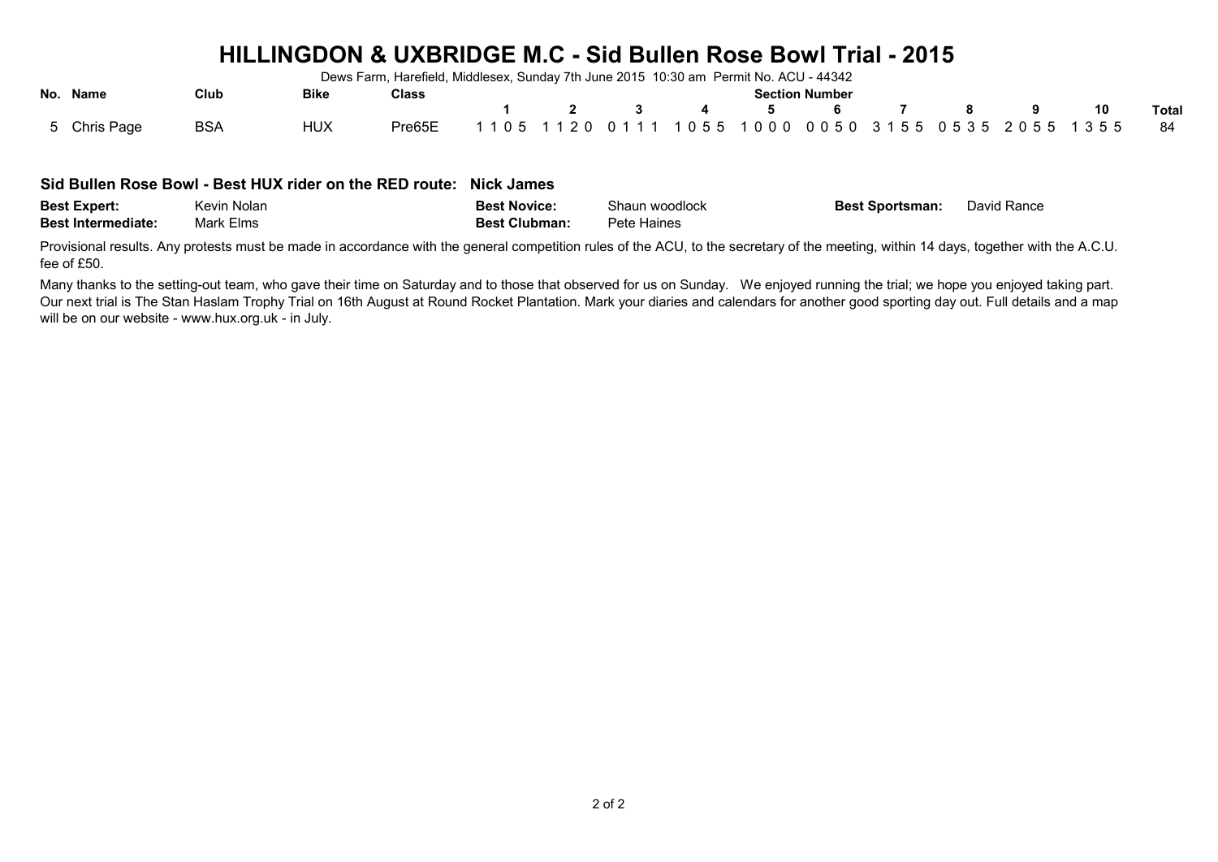# HILLINGDON & UXBRIDGE M.C - Sid Bullen Rose Bowl Trial - 2015

Dews Farm, Harefield, Middlesex, Sunday 7th June 2015 10:30 am Permit No. ACU - 44342

| No. | Name | Club | Bike | Class | Section Number 1 | 2 | 3 | 4 | 5 | 6 | 7 | 8 | 9 | 10 | Total |
|---|---|---|---|---|---|---|---|---|---|---|---|---|---|---|---|
| 5 | Chris Page | BSA | HUX | Pre65E | 1 1 0 5 | 1 1 2 0 | 0 1 1 1 | 1 0 5 5 | 1 0 0 0 | 0 0 5 0 | 3 1 5 5 | 0 5 3 5 | 2 0 5 5 | 1 3 5 5 | 84 |

### Sid Bullen Rose Bowl - Best HUX rider on the RED route: Nick James

| | | | | | |
|---|---|---|---|---|---|
| **Best Expert:** | Kevin Nolan | **Best Novice:** | Shaun woodlock | **Best Sportsman:** | David Rance |
| **Best Intermediate:** | Mark Elms | **Best Clubman:** | Pete Haines | | |

Provisional results. Any protests must be made in accordance with the general competition rules of the ACU, to the secretary of the meeting, within 14 days, together with the A.C.U. fee of £50.

Many thanks to the setting-out team, who gave their time on Saturday and to those that observed for us on Sunday. We enjoyed running the trial; we hope you enjoyed taking part. Our next trial is The Stan Haslam Trophy Trial on 16th August at Round Rocket Plantation. Mark your diaries and calendars for another good sporting day out. Full details and a map will be on our website - www.hux.org.uk - in July.